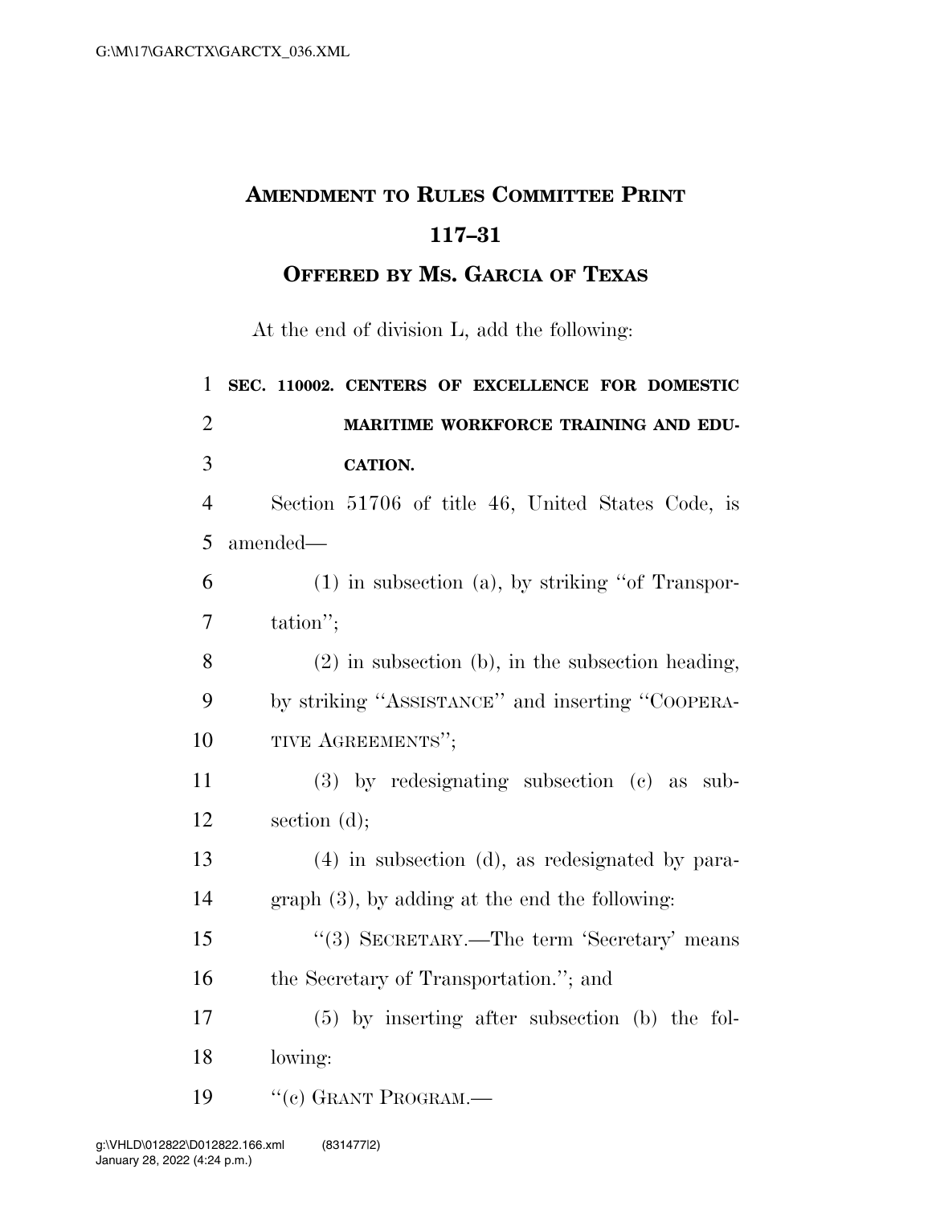# AMENDMENT TO RULES COMMITTEE PRINT 117–31

## OFFERED BY MS. GARCIA OF TEXAS

At the end of division L, add the following:

1 **SEC. 110002. CENTERS OF EXCELLENCE FOR DOMESTIC**
2 **MARITIME WORKFORCE TRAINING AND EDU-**
3 **CATION.**

4 Section 51706 of title 46, United States Code, is
5 amended—

6 (1) in subsection (a), by striking "of Transpor-
7 tation";

8 (2) in subsection (b), in the subsection heading,
9 by striking "ASSISTANCE" and inserting "COOPERA-
10 TIVE AGREEMENTS";

11 (3) by redesignating subsection (c) as sub-
12 section (d);

13 (4) in subsection (d), as redesignated by para-
14 graph (3), by adding at the end the following:

15 "(3) SECRETARY.—The term 'Secretary' means
16 the Secretary of Transportation."; and

17 (5) by inserting after subsection (b) the fol-
18 lowing:

19 "(c) GRANT PROGRAM.—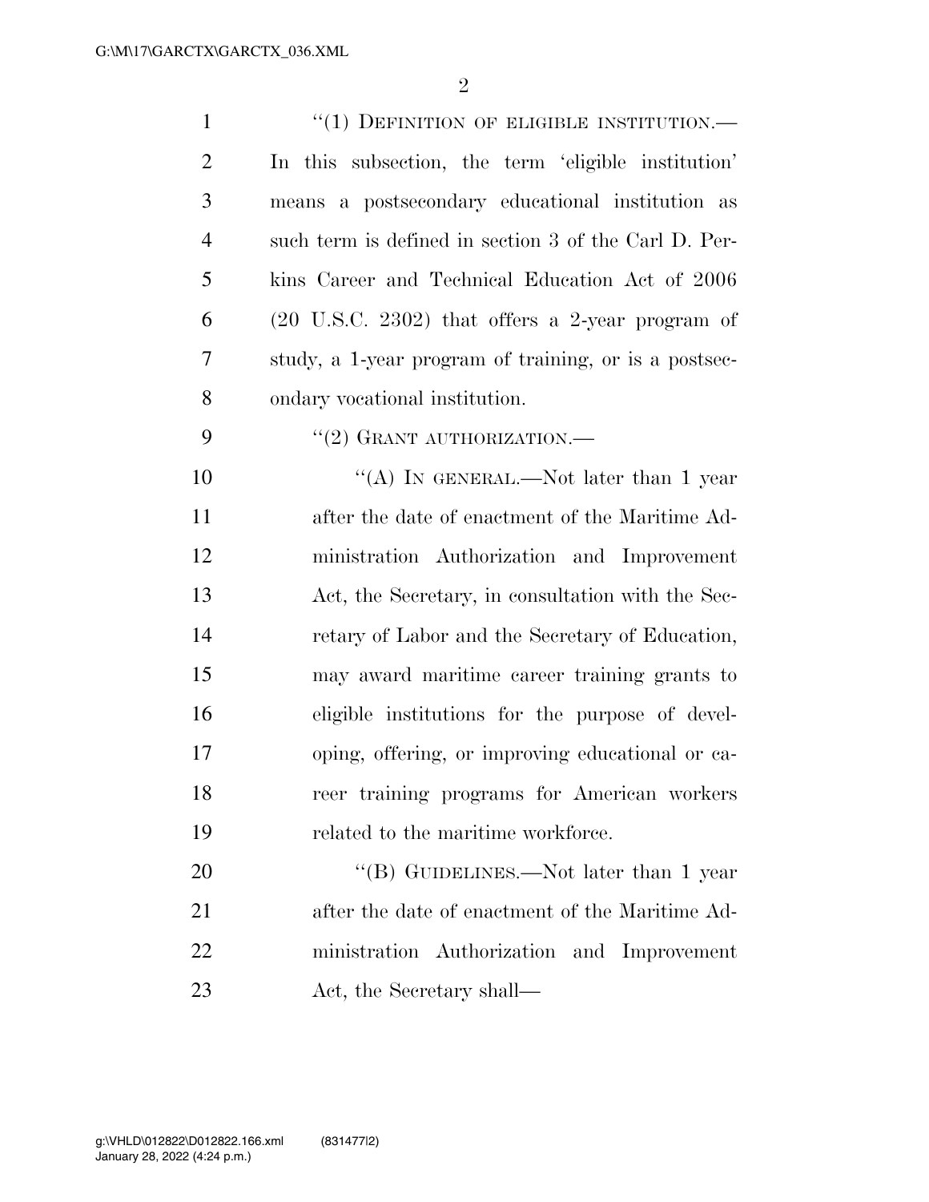"(1) DEFINITION OF ELIGIBLE INSTITUTION.—In this subsection, the term 'eligible institution' means a postsecondary educational institution as such term is defined in section 3 of the Carl D. Perkins Career and Technical Education Act of 2006 (20 U.S.C. 2302) that offers a 2-year program of study, a 1-year program of training, or is a postsecondary vocational institution.

"(2) GRANT AUTHORIZATION.—

"(A) IN GENERAL.—Not later than 1 year after the date of enactment of the Maritime Administration Authorization and Improvement Act, the Secretary, in consultation with the Secretary of Labor and the Secretary of Education, may award maritime career training grants to eligible institutions for the purpose of developing, offering, or improving educational or career training programs for American workers related to the maritime workforce.

"(B) GUIDELINES.—Not later than 1 year after the date of enactment of the Maritime Administration Authorization and Improvement Act, the Secretary shall—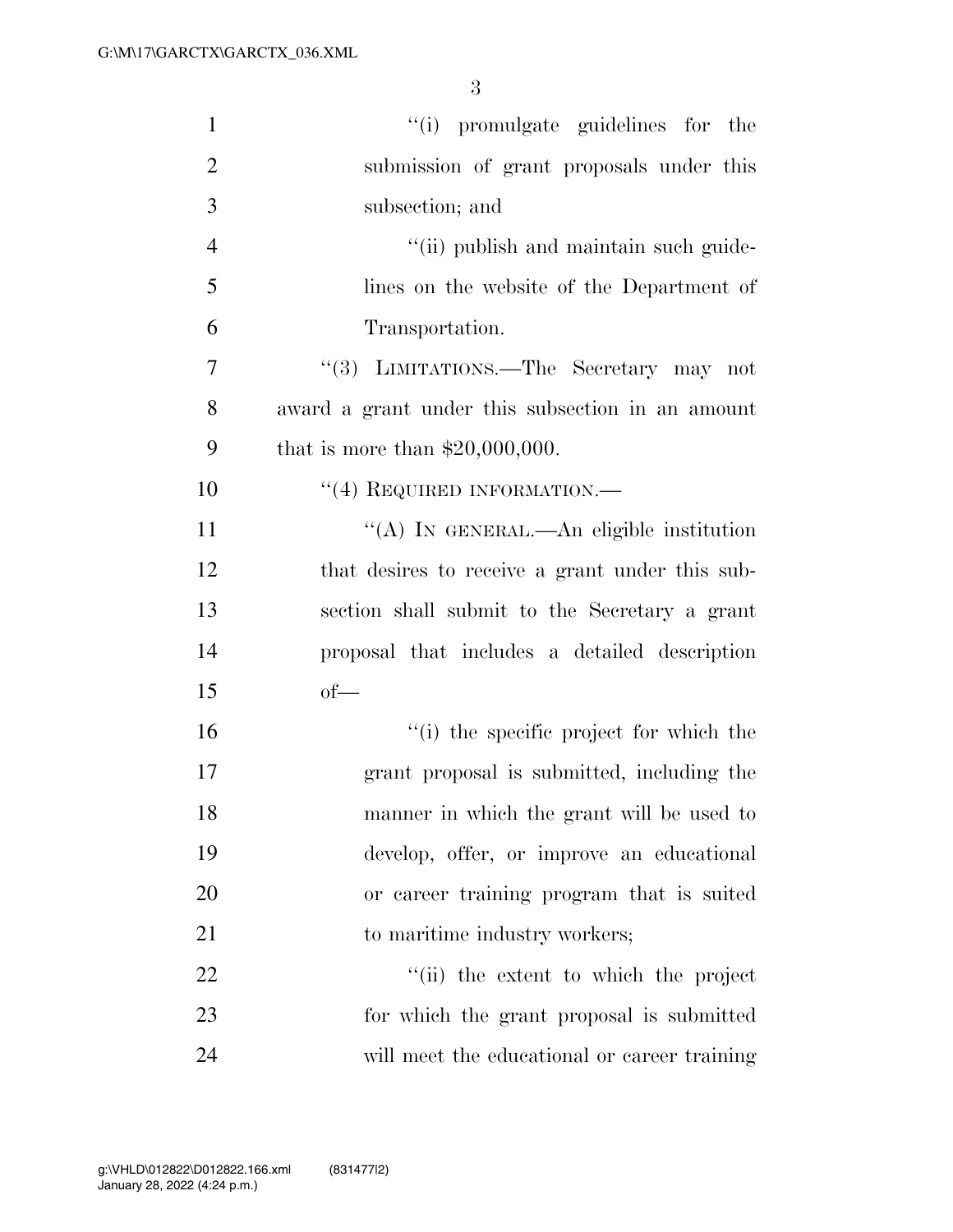"(i) promulgate guidelines for the submission of grant proposals under this subsection; and

"(ii) publish and maintain such guidelines on the website of the Department of Transportation.

"(3) LIMITATIONS.—The Secretary may not award a grant under this subsection in an amount that is more than $20,000,000.

"(4) REQUIRED INFORMATION.—

"(A) IN GENERAL.—An eligible institution that desires to receive a grant under this subsection shall submit to the Secretary a grant proposal that includes a detailed description of—

"(i) the specific project for which the grant proposal is submitted, including the manner in which the grant will be used to develop, offer, or improve an educational or career training program that is suited to maritime industry workers;

"(ii) the extent to which the project for which the grant proposal is submitted will meet the educational or career training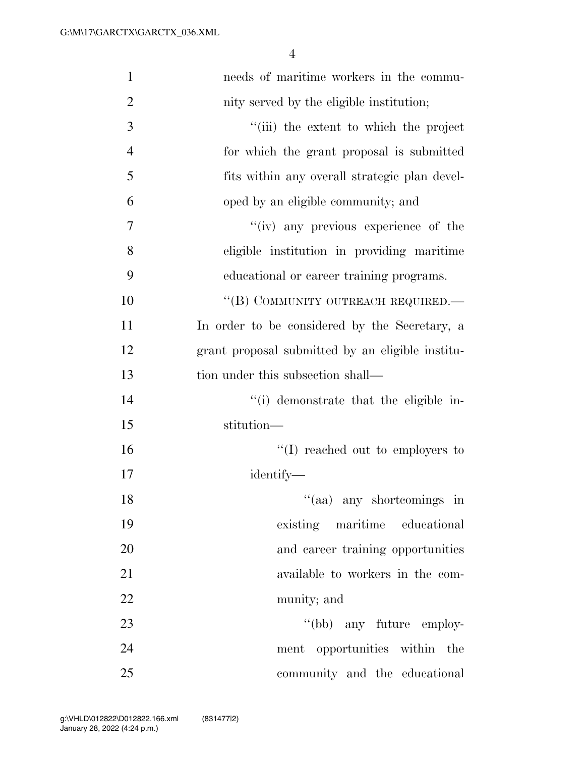needs of maritime workers in the community served by the eligible institution;

"(iii) the extent to which the project for which the grant proposal is submitted fits within any overall strategic plan developed by an eligible community; and

"(iv) any previous experience of the eligible institution in providing maritime educational or career training programs.

"(B) COMMUNITY OUTREACH REQUIRED.— In order to be considered by the Secretary, a grant proposal submitted by an eligible institution under this subsection shall—

"(i) demonstrate that the eligible institution—

"(I) reached out to employers to identify—

"(aa) any shortcomings in existing maritime educational and career training opportunities available to workers in the community; and

"(bb) any future employment opportunities within the community and the educational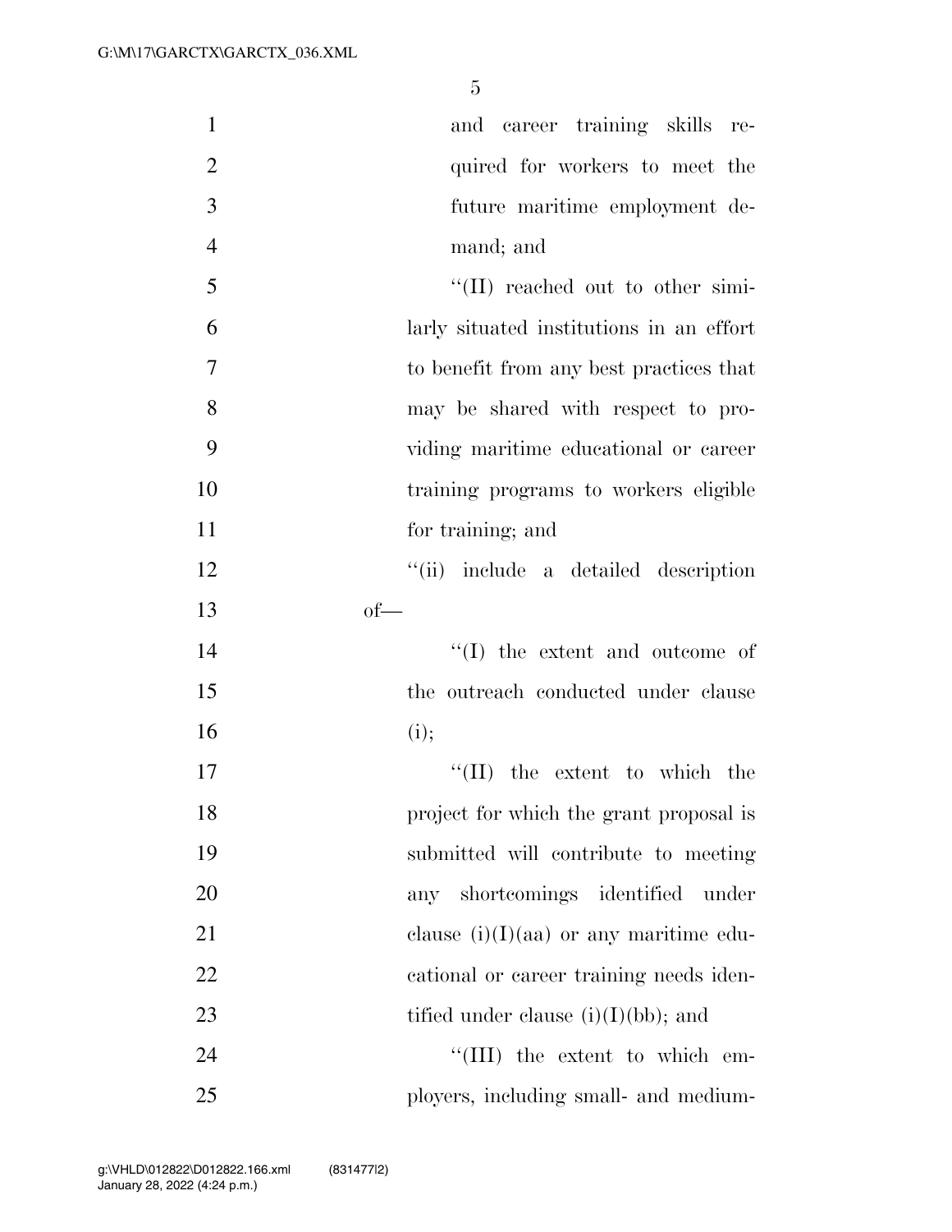and career training skills required for workers to meet the future maritime employment demand; and

"(II) reached out to other similarly situated institutions in an effort to benefit from any best practices that may be shared with respect to providing maritime educational or career training programs to workers eligible for training; and

"(ii) include a detailed description of—

"(I) the extent and outcome of the outreach conducted under clause (i);

"(II) the extent to which the project for which the grant proposal is submitted will contribute to meeting any shortcomings identified under clause (i)(I)(aa) or any maritime educational or career training needs identified under clause (i)(I)(bb); and

"(III) the extent to which employers, including small- and medium-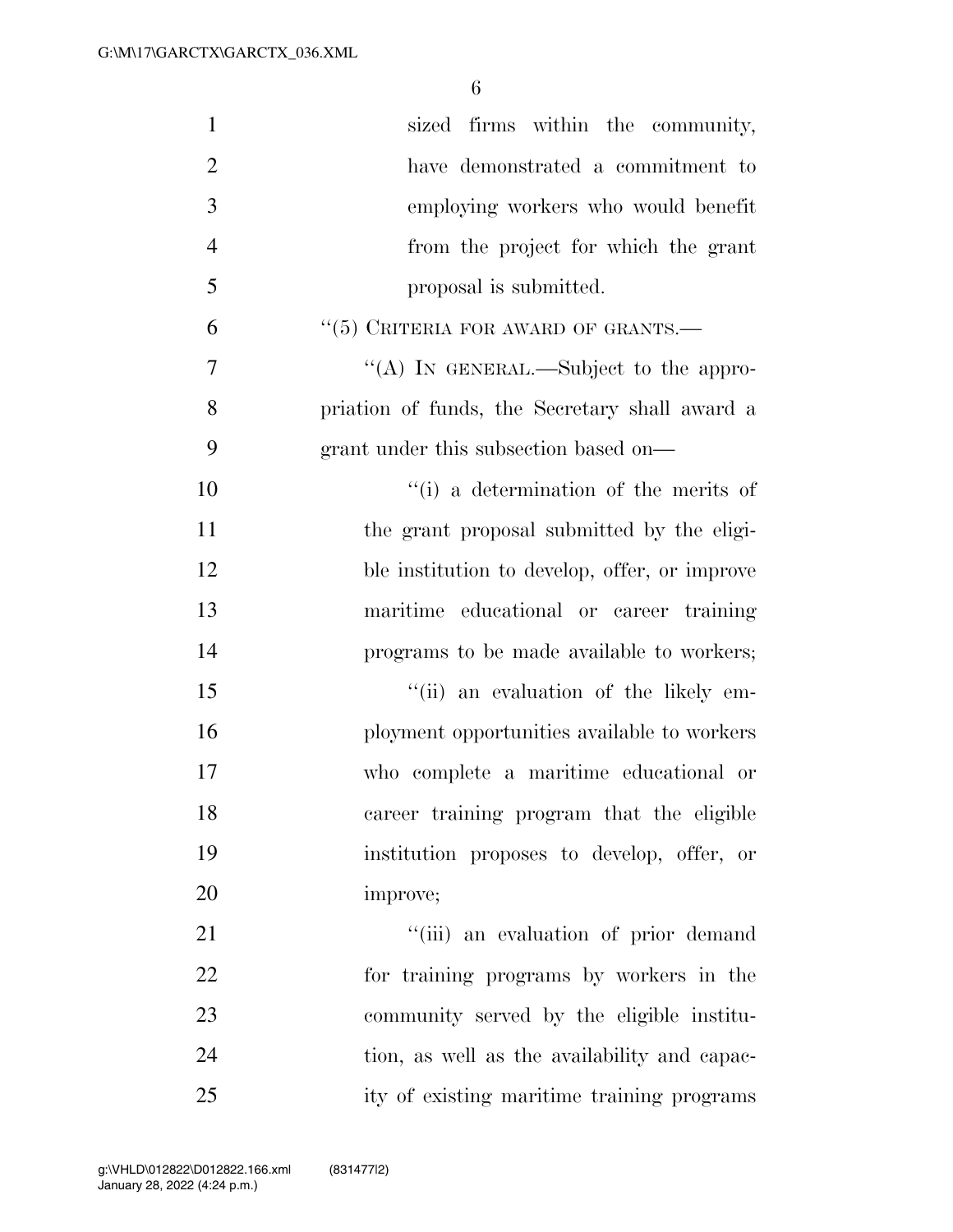sized firms within the community, have demonstrated a commitment to employing workers who would benefit from the project for which the grant proposal is submitted.

"(5) CRITERIA FOR AWARD OF GRANTS.—

"(A) IN GENERAL.—Subject to the appropriation of funds, the Secretary shall award a grant under this subsection based on—

"(i) a determination of the merits of the grant proposal submitted by the eligible institution to develop, offer, or improve maritime educational or career training programs to be made available to workers;

"(ii) an evaluation of the likely employment opportunities available to workers who complete a maritime educational or career training program that the eligible institution proposes to develop, offer, or improve;

"(iii) an evaluation of prior demand for training programs by workers in the community served by the eligible institution, as well as the availability and capacity of existing maritime training programs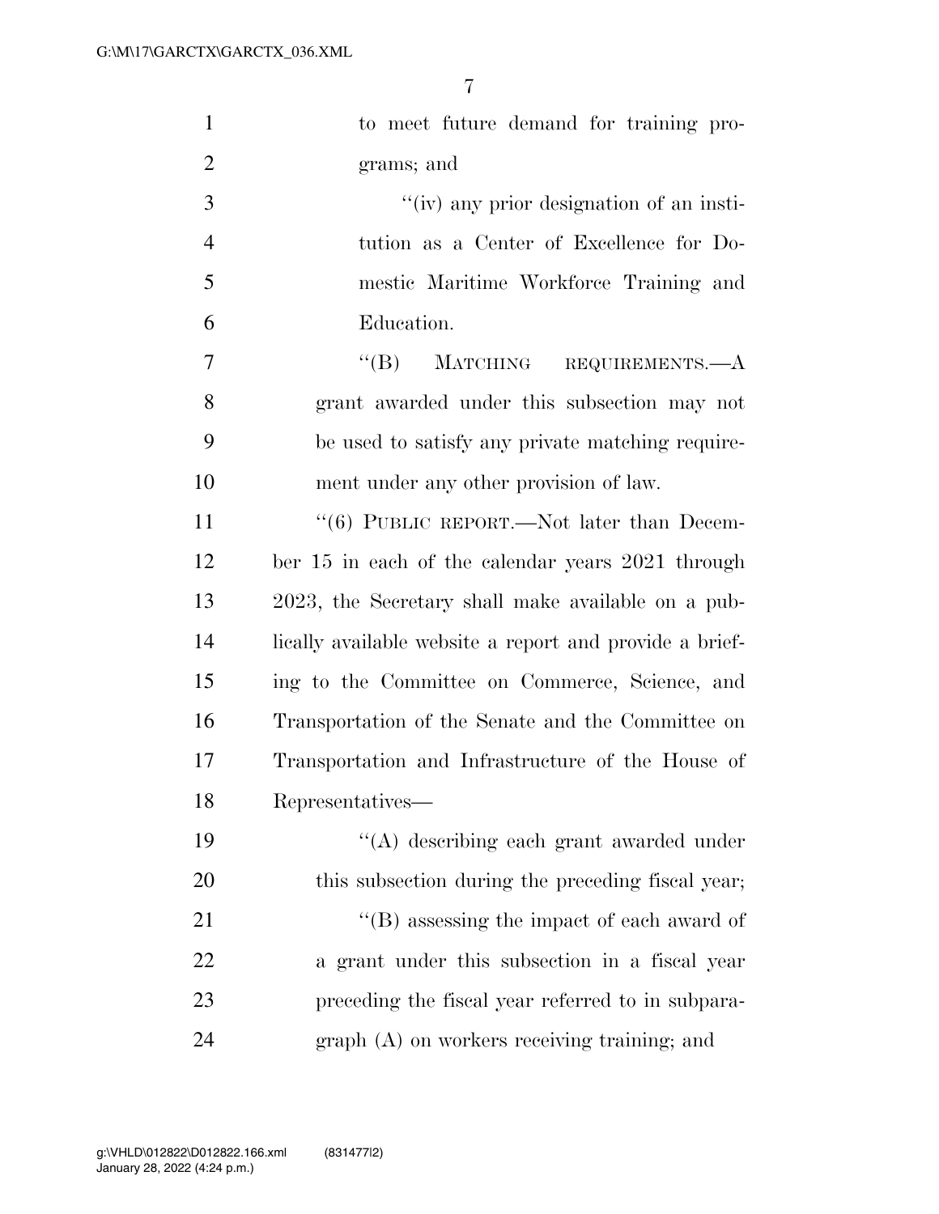to meet future demand for training programs; and

"(iv) any prior designation of an institution as a Center of Excellence for Domestic Maritime Workforce Training and Education.

"(B) MATCHING REQUIREMENTS.—A grant awarded under this subsection may not be used to satisfy any private matching requirement under any other provision of law.

"(6) PUBLIC REPORT.—Not later than December 15 in each of the calendar years 2021 through 2023, the Secretary shall make available on a publically available website a report and provide a briefing to the Committee on Commerce, Science, and Transportation of the Senate and the Committee on Transportation and Infrastructure of the House of Representatives—

"(A) describing each grant awarded under this subsection during the preceding fiscal year;

"(B) assessing the impact of each award of a grant under this subsection in a fiscal year preceding the fiscal year referred to in subparagraph (A) on workers receiving training; and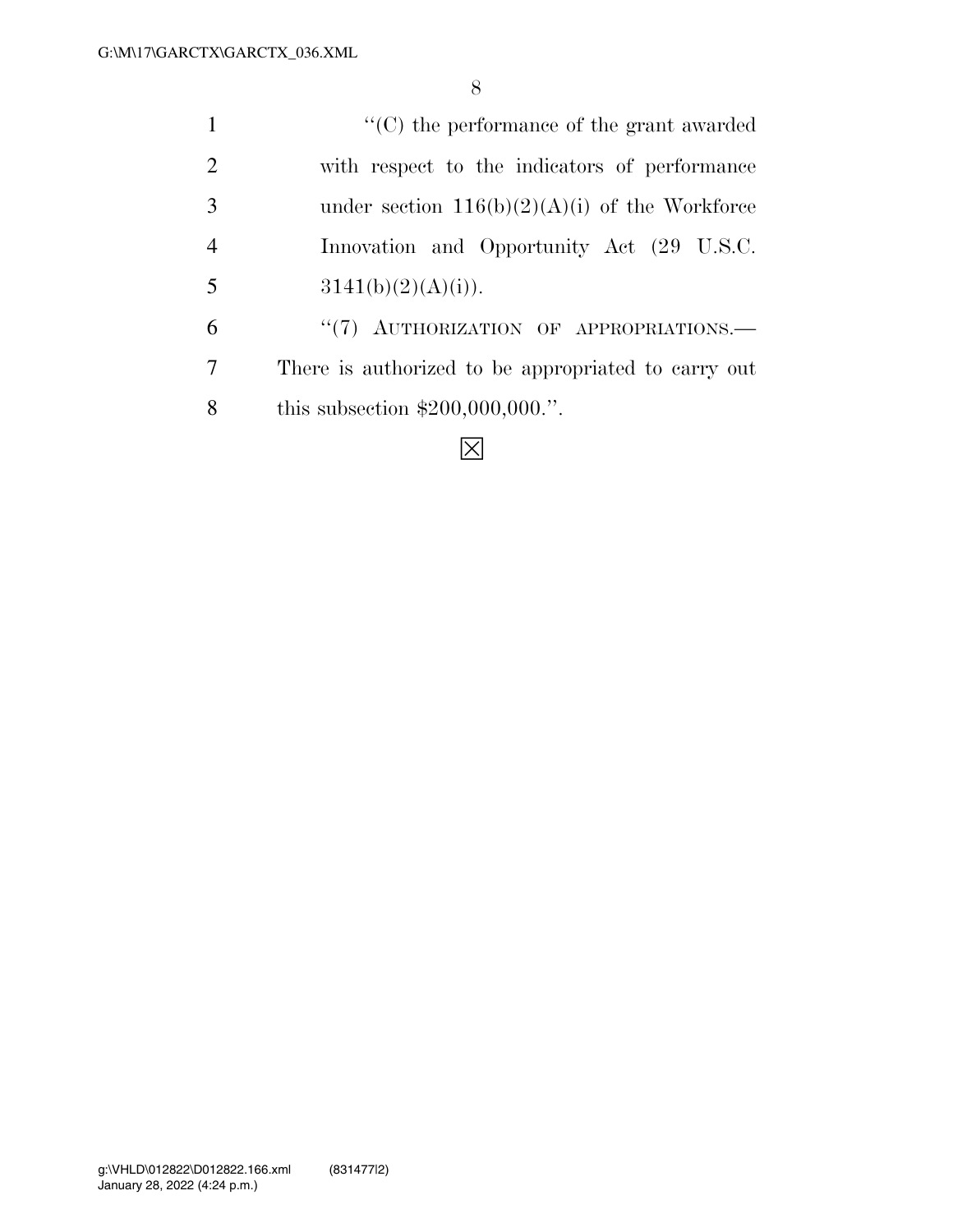"(C) the performance of the grant awarded with respect to the indicators of performance under section 116(b)(2)(A)(i) of the Workforce Innovation and Opportunity Act (29 U.S.C. 3141(b)(2)(A)(i)).

"(7) AUTHORIZATION OF APPROPRIATIONS.—There is authorized to be appropriated to carry out this subsection $200,000,000.".